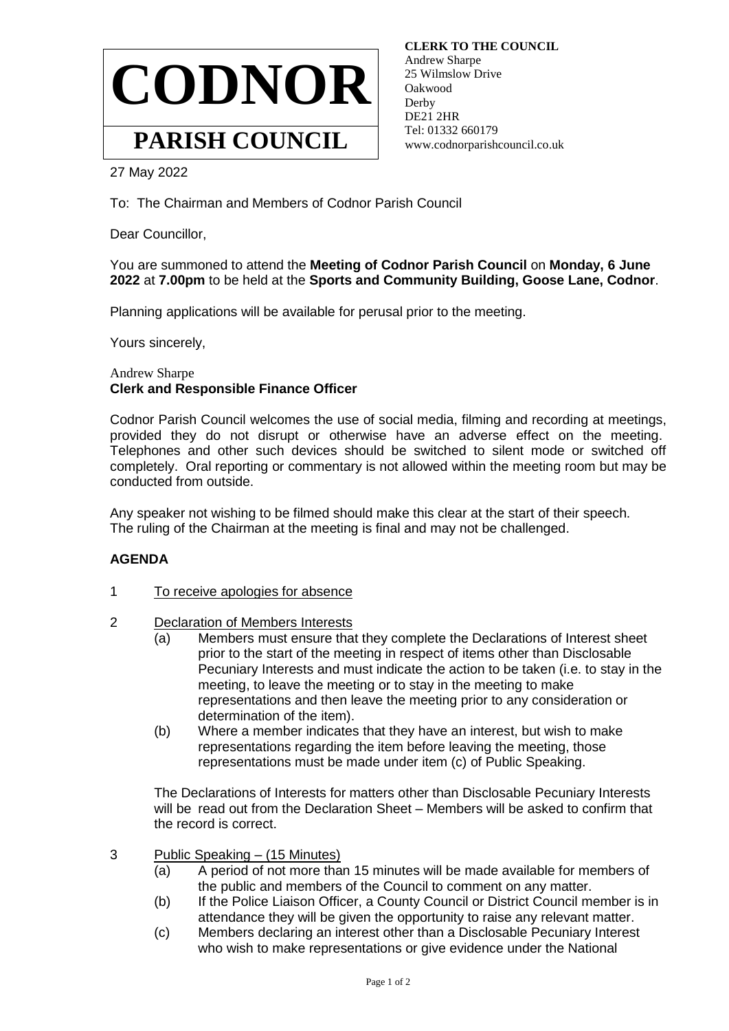# CODNOR

## PARISH COUNCIL

**CLERK TO THE COUNCIL**
Andrew Sharpe
25 Wilmslow Drive
Oakwood
Derby
DE21 2HR
Tel: 01332 660179
www.codnorparishcouncil.co.uk

27 May 2022

To: The Chairman and Members of Codnor Parish Council

Dear Councillor,

You are summoned to attend the **Meeting of Codnor Parish Council** on **Monday, 6 June 2022** at **7.00pm** to be held at the **Sports and Community Building, Goose Lane, Codnor**.

Planning applications will be available for perusal prior to the meeting.

Yours sincerely,

Andrew Sharpe
**Clerk and Responsible Finance Officer**

Codnor Parish Council welcomes the use of social media, filming and recording at meetings, provided they do not disrupt or otherwise have an adverse effect on the meeting. Telephones and other such devices should be switched to silent mode or switched off completely. Oral reporting or commentary is not allowed within the meeting room but may be conducted from outside.

Any speaker not wishing to be filmed should make this clear at the start of their speech. The ruling of the Chairman at the meeting is final and may not be challenged.

**AGENDA**

1 To receive apologies for absence

2 Declaration of Members Interests
  - (a) Members must ensure that they complete the Declarations of Interest sheet prior to the start of the meeting in respect of items other than Disclosable Pecuniary Interests and must indicate the action to be taken (i.e. to stay in the meeting, to leave the meeting or to stay in the meeting to make representations and then leave the meeting prior to any consideration or determination of the item).
  - (b) Where a member indicates that they have an interest, but wish to make representations regarding the item before leaving the meeting, those representations must be made under item (c) of Public Speaking.

  The Declarations of Interests for matters other than Disclosable Pecuniary Interests will be read out from the Declaration Sheet – Members will be asked to confirm that the record is correct.

3 Public Speaking – (15 Minutes)
  - (a) A period of not more than 15 minutes will be made available for members of the public and members of the Council to comment on any matter.
  - (b) If the Police Liaison Officer, a County Council or District Council member is in attendance they will be given the opportunity to raise any relevant matter.
  - (c) Members declaring an interest other than a Disclosable Pecuniary Interest who wish to make representations or give evidence under the National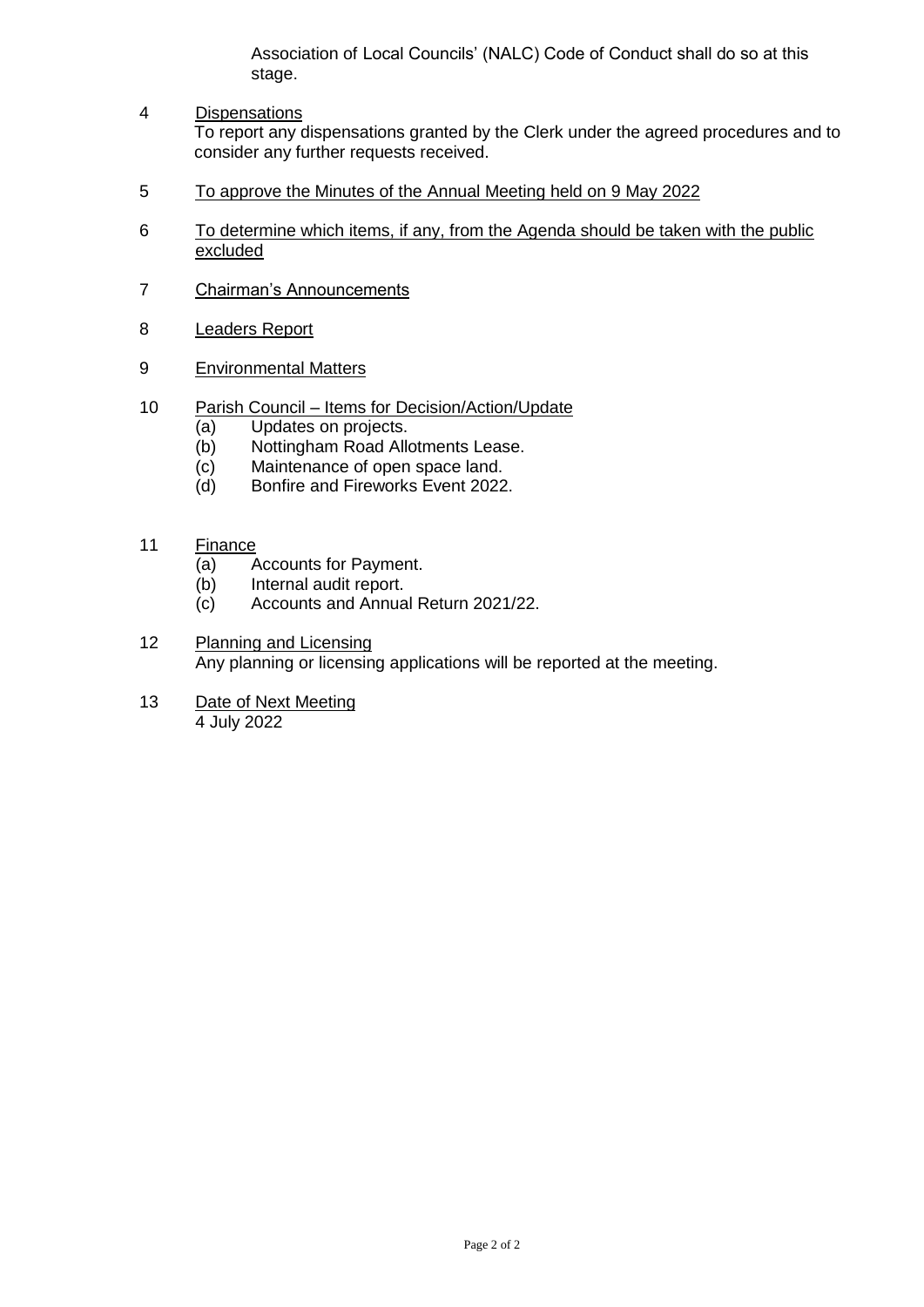Association of Local Councils' (NALC) Code of Conduct shall do so at this stage.

4 Dispensations

To report any dispensations granted by the Clerk under the agreed procedures and to consider any further requests received.

5 To approve the Minutes of the Annual Meeting held on 9 May 2022

6 To determine which items, if any, from the Agenda should be taken with the public excluded

7 Chairman's Announcements

8 Leaders Report

9 Environmental Matters

10 Parish Council – Items for Decision/Action/Update

- (a) Updates on projects.
- (b) Nottingham Road Allotments Lease.
- (c) Maintenance of open space land.
- (d) Bonfire and Fireworks Event 2022.

11 Finance

- (a) Accounts for Payment.
- (b) Internal audit report.
- (c) Accounts and Annual Return 2021/22.

12 Planning and Licensing

Any planning or licensing applications will be reported at the meeting.

13 Date of Next Meeting

4 July 2022